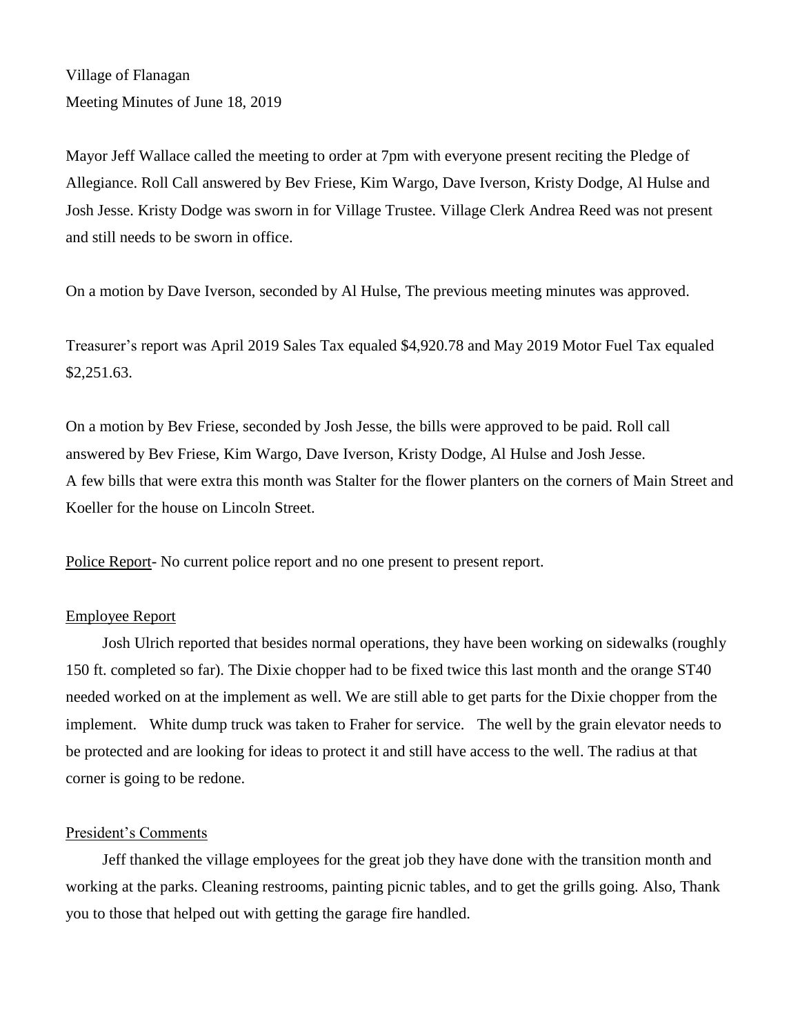Village of Flanagan
Meeting Minutes of June 18, 2019

Mayor Jeff Wallace called the meeting to order at 7pm with everyone present reciting the Pledge of Allegiance. Roll Call answered by Bev Friese, Kim Wargo, Dave Iverson, Kristy Dodge, Al Hulse and Josh Jesse. Kristy Dodge was sworn in for Village Trustee. Village Clerk Andrea Reed was not present and still needs to be sworn in office.

On a motion by Dave Iverson, seconded by Al Hulse, The previous meeting minutes was approved.

Treasurer's report was April 2019 Sales Tax equaled $4,920.78 and May 2019 Motor Fuel Tax equaled $2,251.63.

On a motion by Bev Friese, seconded by Josh Jesse, the bills were approved to be paid. Roll call answered by Bev Friese, Kim Wargo, Dave Iverson, Kristy Dodge, Al Hulse and Josh Jesse.
A few bills that were extra this month was Stalter for the flower planters on the corners of Main Street and Koeller for the house on Lincoln Street.

<u>Police Report</u>- No current police report and no one present to present report.

<u>Employee Report</u>

Josh Ulrich reported that besides normal operations, they have been working on sidewalks (roughly 150 ft. completed so far). The Dixie chopper had to be fixed twice this last month and the orange ST40 needed worked on at the implement as well. We are still able to get parts for the Dixie chopper from the implement. White dump truck was taken to Fraher for service. The well by the grain elevator needs to be protected and are looking for ideas to protect it and still have access to the well. The radius at that corner is going to be redone.

<u>President's Comments</u>

Jeff thanked the village employees for the great job they have done with the transition month and working at the parks. Cleaning restrooms, painting picnic tables, and to get the grills going. Also, Thank you to those that helped out with getting the garage fire handled.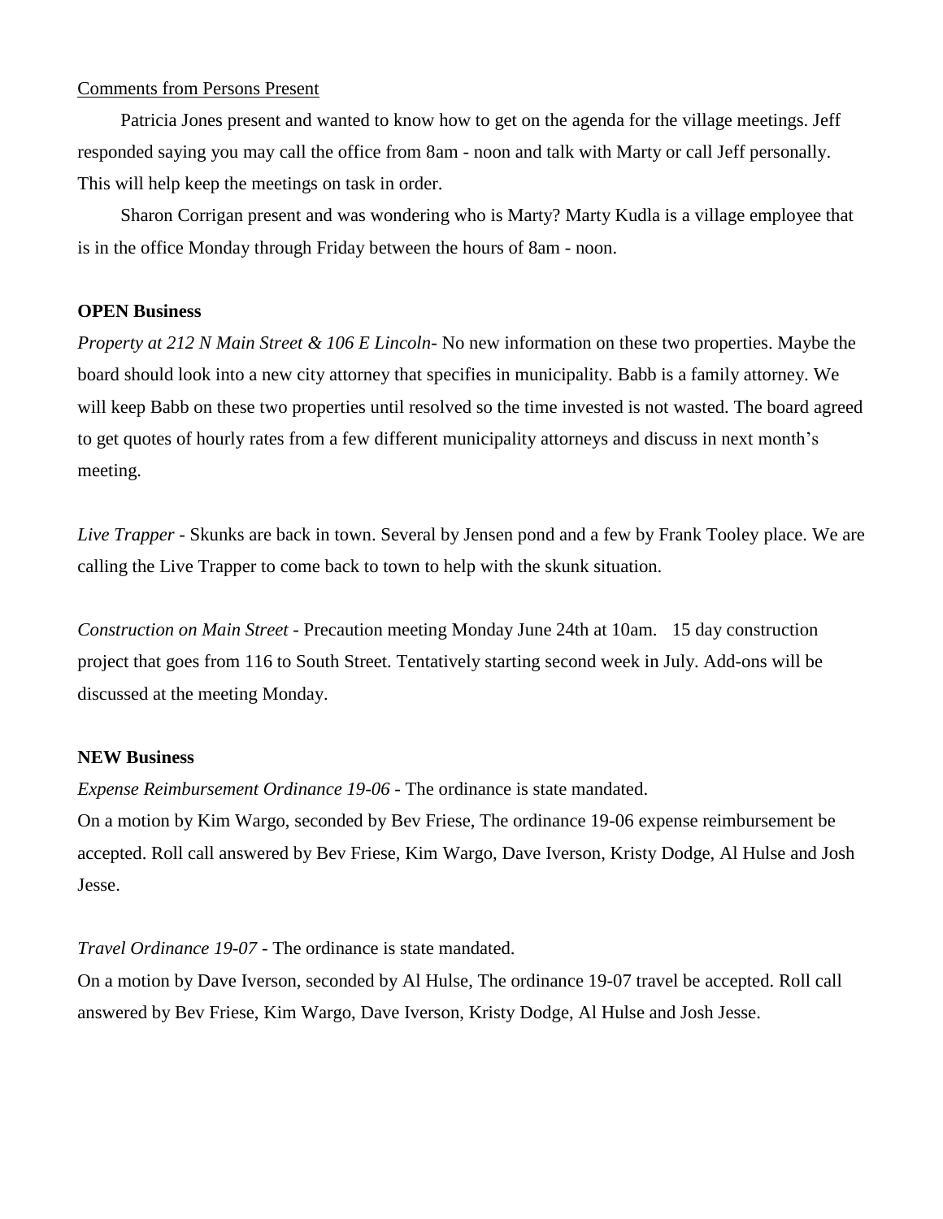Comments from Persons Present

Patricia Jones present and wanted to know how to get on the agenda for the village meetings. Jeff responded saying you may call the office from 8am - noon and talk with Marty or call Jeff personally. This will help keep the meetings on task in order.

Sharon Corrigan present and was wondering who is Marty? Marty Kudla is a village employee that is in the office Monday through Friday between the hours of 8am - noon.

**OPEN Business**

*Property at 212 N Main Street & 106 E Lincoln*- No new information on these two properties. Maybe the board should look into a new city attorney that specifies in municipality. Babb is a family attorney. We will keep Babb on these two properties until resolved so the time invested is not wasted. The board agreed to get quotes of hourly rates from a few different municipality attorneys and discuss in next month's meeting.

*Live Trapper* - Skunks are back in town. Several by Jensen pond and a few by Frank Tooley place. We are calling the Live Trapper to come back to town to help with the skunk situation.

*Construction on Main Street* - Precaution meeting Monday June 24th at 10am. 15 day construction project that goes from 116 to South Street. Tentatively starting second week in July. Add-ons will be discussed at the meeting Monday.

**NEW Business**

*Expense Reimbursement Ordinance 19-06* - The ordinance is state mandated.
On a motion by Kim Wargo, seconded by Bev Friese, The ordinance 19-06 expense reimbursement be accepted. Roll call answered by Bev Friese, Kim Wargo, Dave Iverson, Kristy Dodge, Al Hulse and Josh Jesse.

*Travel Ordinance 19-07* - The ordinance is state mandated.
On a motion by Dave Iverson, seconded by Al Hulse, The ordinance 19-07 travel be accepted. Roll call answered by Bev Friese, Kim Wargo, Dave Iverson, Kristy Dodge, Al Hulse and Josh Jesse.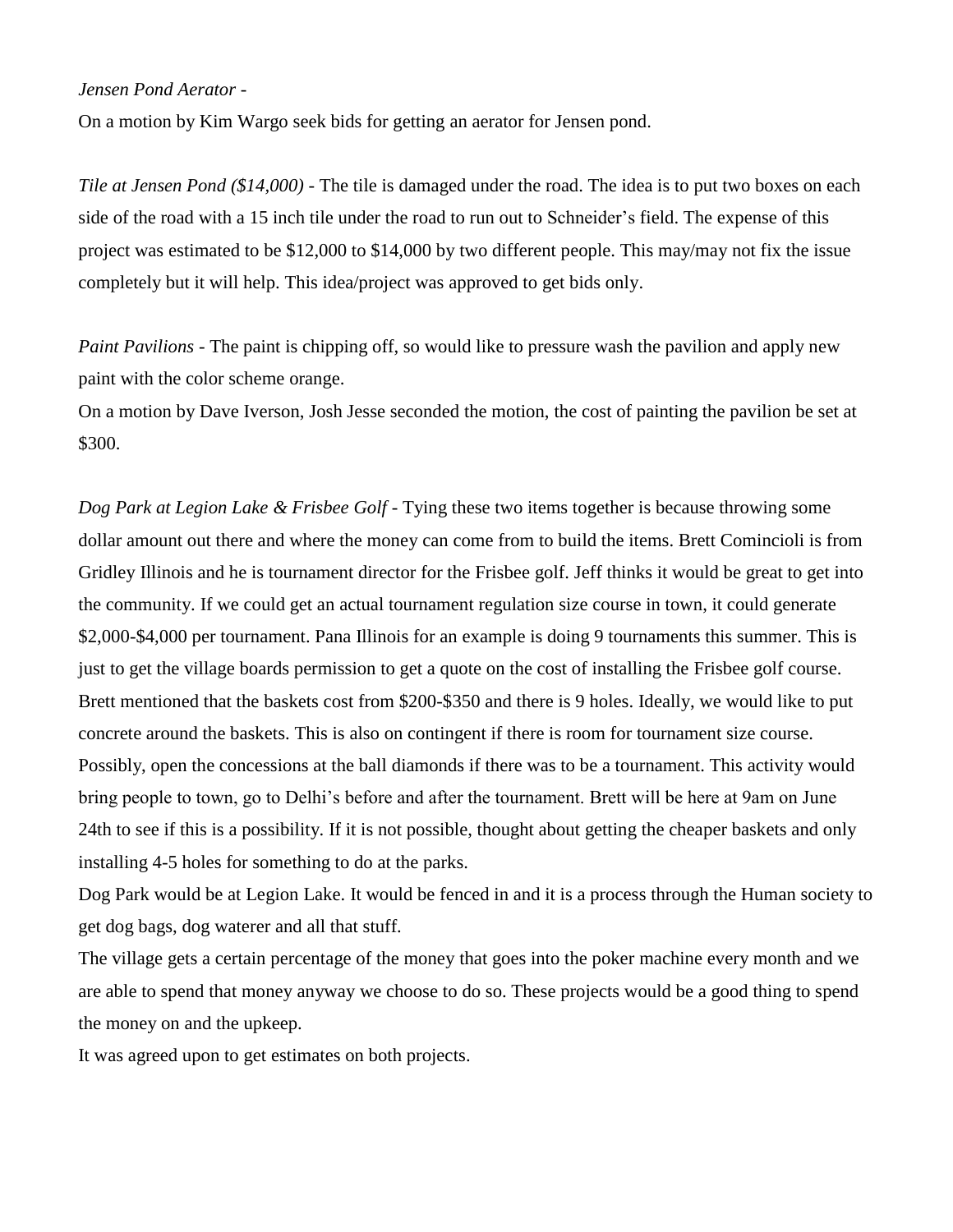*Jensen Pond Aerator -*

On a motion by Kim Wargo seek bids for getting an aerator for Jensen pond.

*Tile at Jensen Pond ($14,000)* - The tile is damaged under the road. The idea is to put two boxes on each side of the road with a 15 inch tile under the road to run out to Schneider's field. The expense of this project was estimated to be $12,000 to $14,000 by two different people. This may/may not fix the issue completely but it will help. This idea/project was approved to get bids only.

*Paint Pavilions* - The paint is chipping off, so would like to pressure wash the pavilion and apply new paint with the color scheme orange.

On a motion by Dave Iverson, Josh Jesse seconded the motion, the cost of painting the pavilion be set at $300.

*Dog Park at Legion Lake & Frisbee Golf* - Tying these two items together is because throwing some dollar amount out there and where the money can come from to build the items. Brett Comincioli is from Gridley Illinois and he is tournament director for the Frisbee golf. Jeff thinks it would be great to get into the community. If we could get an actual tournament regulation size course in town, it could generate $2,000-$4,000 per tournament. Pana Illinois for an example is doing 9 tournaments this summer. This is just to get the village boards permission to get a quote on the cost of installing the Frisbee golf course. Brett mentioned that the baskets cost from $200-$350 and there is 9 holes. Ideally, we would like to put concrete around the baskets. This is also on contingent if there is room for tournament size course. Possibly, open the concessions at the ball diamonds if there was to be a tournament. This activity would bring people to town, go to Delhi's before and after the tournament. Brett will be here at 9am on June 24th to see if this is a possibility. If it is not possible, thought about getting the cheaper baskets and only installing 4-5 holes for something to do at the parks.

Dog Park would be at Legion Lake. It would be fenced in and it is a process through the Human society to get dog bags, dog waterer and all that stuff.

The village gets a certain percentage of the money that goes into the poker machine every month and we are able to spend that money anyway we choose to do so. These projects would be a good thing to spend the money on and the upkeep.

It was agreed upon to get estimates on both projects.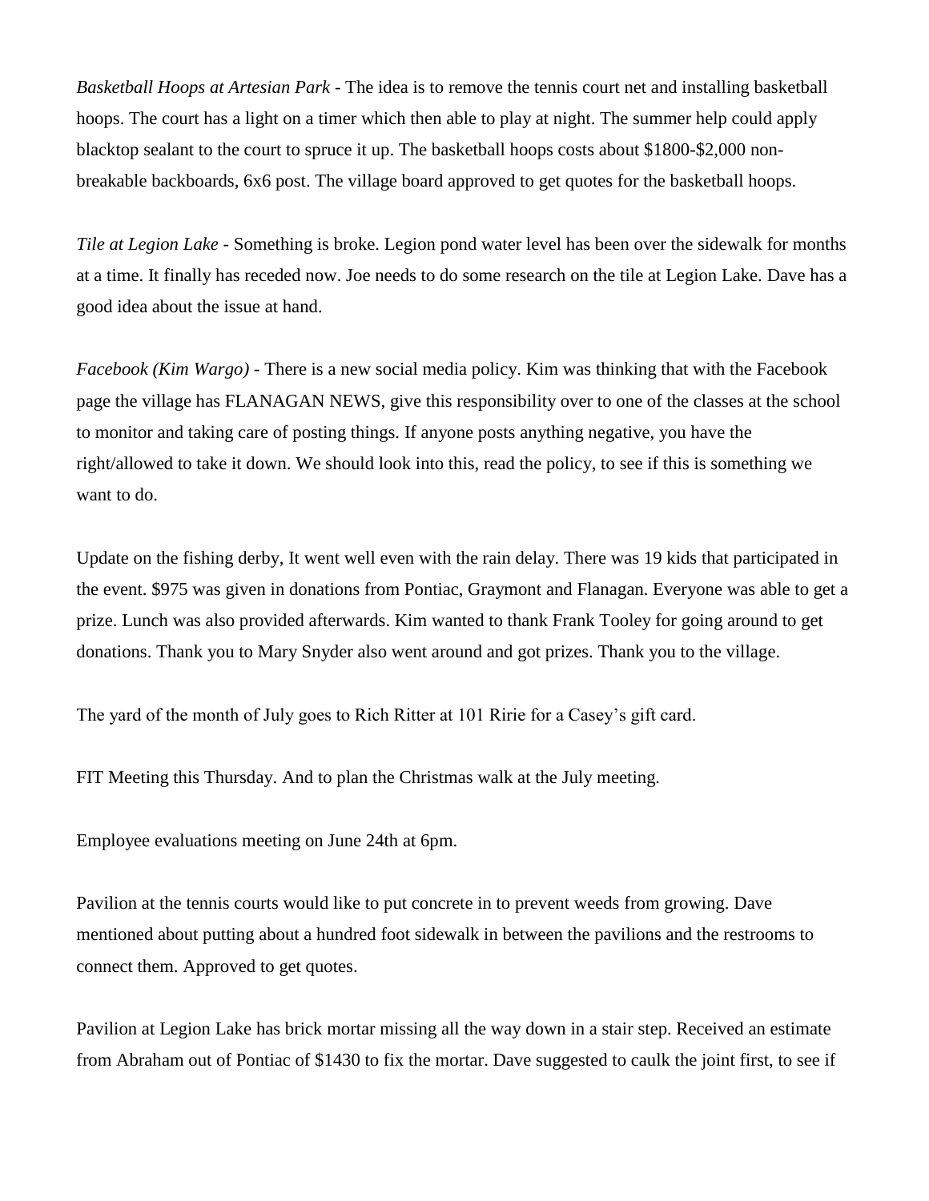*Basketball Hoops at Artesian Park* - The idea is to remove the tennis court net and installing basketball hoops. The court has a light on a timer which then able to play at night. The summer help could apply blacktop sealant to the court to spruce it up. The basketball hoops costs about $1800-$2,000 non-breakable backboards, 6x6 post. The village board approved to get quotes for the basketball hoops.

*Tile at Legion Lake* - Something is broke. Legion pond water level has been over the sidewalk for months at a time. It finally has receded now. Joe needs to do some research on the tile at Legion Lake. Dave has a good idea about the issue at hand.

*Facebook (Kim Wargo)* - There is a new social media policy. Kim was thinking that with the Facebook page the village has FLANAGAN NEWS, give this responsibility over to one of the classes at the school to monitor and taking care of posting things. If anyone posts anything negative, you have the right/allowed to take it down. We should look into this, read the policy, to see if this is something we want to do.

Update on the fishing derby, It went well even with the rain delay. There was 19 kids that participated in the event. $975 was given in donations from Pontiac, Graymont and Flanagan. Everyone was able to get a prize. Lunch was also provided afterwards. Kim wanted to thank Frank Tooley for going around to get donations. Thank you to Mary Snyder also went around and got prizes. Thank you to the village.

The yard of the month of July goes to Rich Ritter at 101 Ririe for a Casey's gift card.

FIT Meeting this Thursday. And to plan the Christmas walk at the July meeting.

Employee evaluations meeting on June 24th at 6pm.

Pavilion at the tennis courts would like to put concrete in to prevent weeds from growing. Dave mentioned about putting about a hundred foot sidewalk in between the pavilions and the restrooms to connect them. Approved to get quotes.

Pavilion at Legion Lake has brick mortar missing all the way down in a stair step. Received an estimate from Abraham out of Pontiac of $1430 to fix the mortar. Dave suggested to caulk the joint first, to see if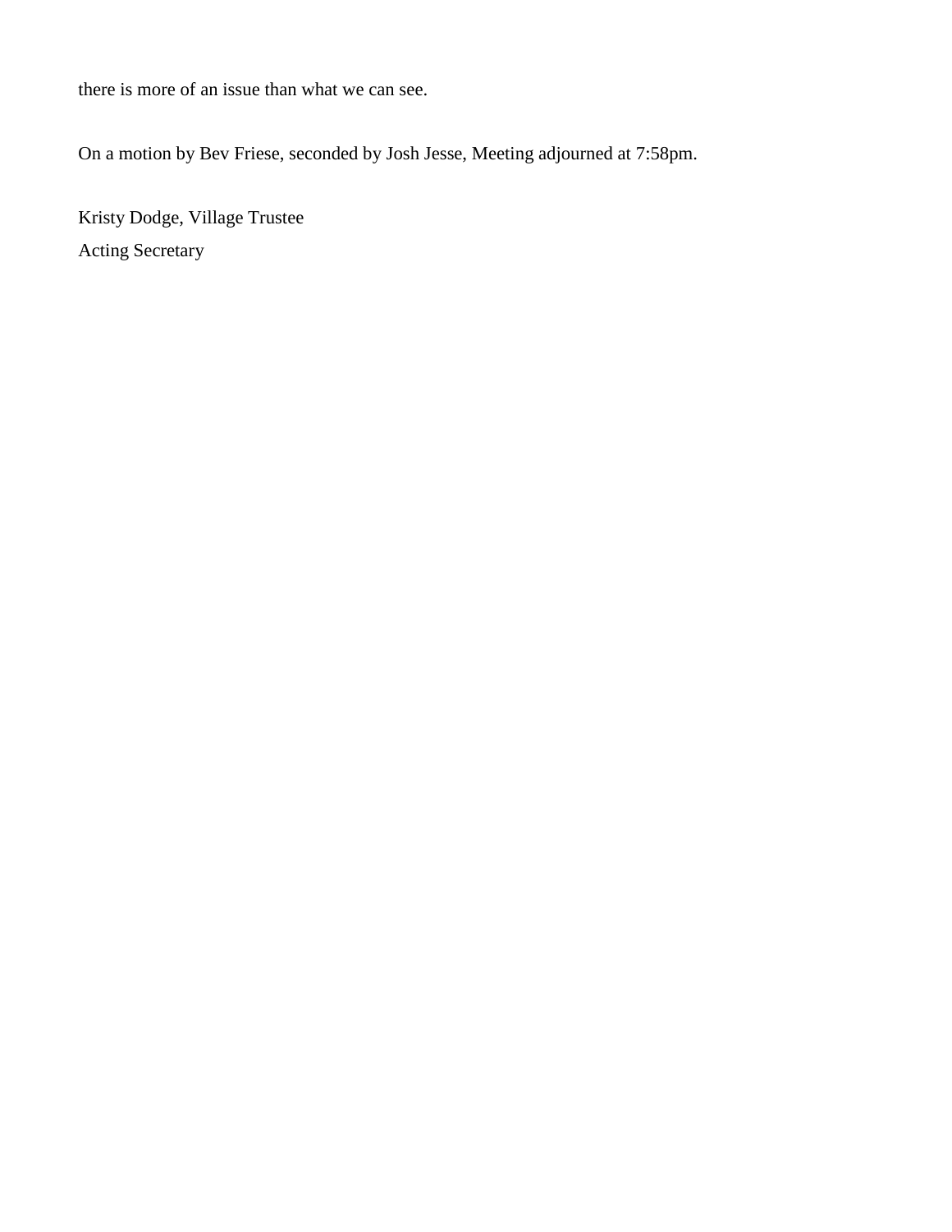there is more of an issue than what we can see.

On a motion by Bev Friese, seconded by Josh Jesse, Meeting adjourned at 7:58pm.

Kristy Dodge, Village Trustee
Acting Secretary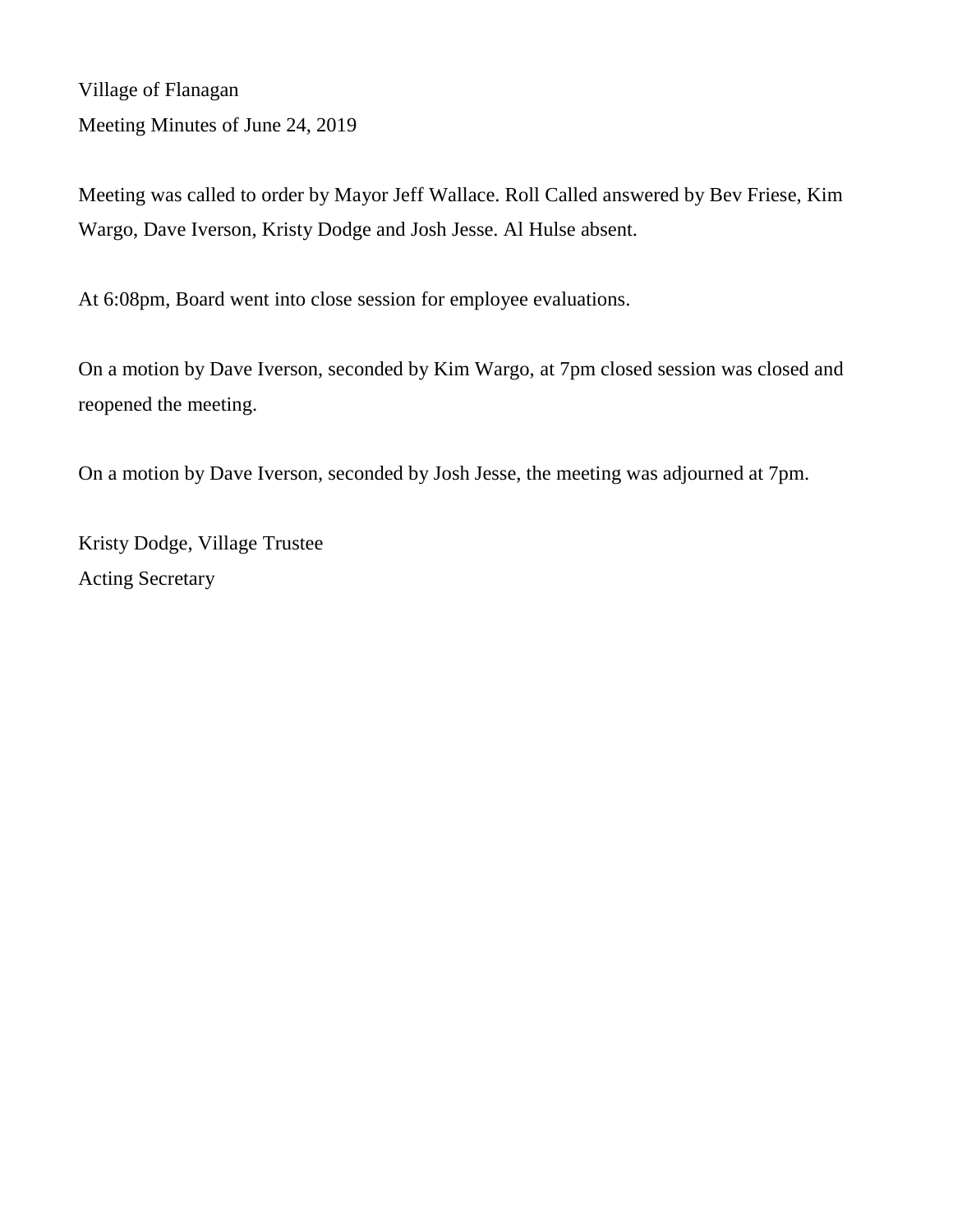Village of Flanagan

Meeting Minutes of June 24, 2019

Meeting was called to order by Mayor Jeff Wallace. Roll Called answered by Bev Friese, Kim Wargo, Dave Iverson, Kristy Dodge and Josh Jesse. Al Hulse absent.

At 6:08pm, Board went into close session for employee evaluations.

On a motion by Dave Iverson, seconded by Kim Wargo, at 7pm closed session was closed and reopened the meeting.

On a motion by Dave Iverson, seconded by Josh Jesse, the meeting was adjourned at 7pm.

Kristy Dodge, Village Trustee

Acting Secretary